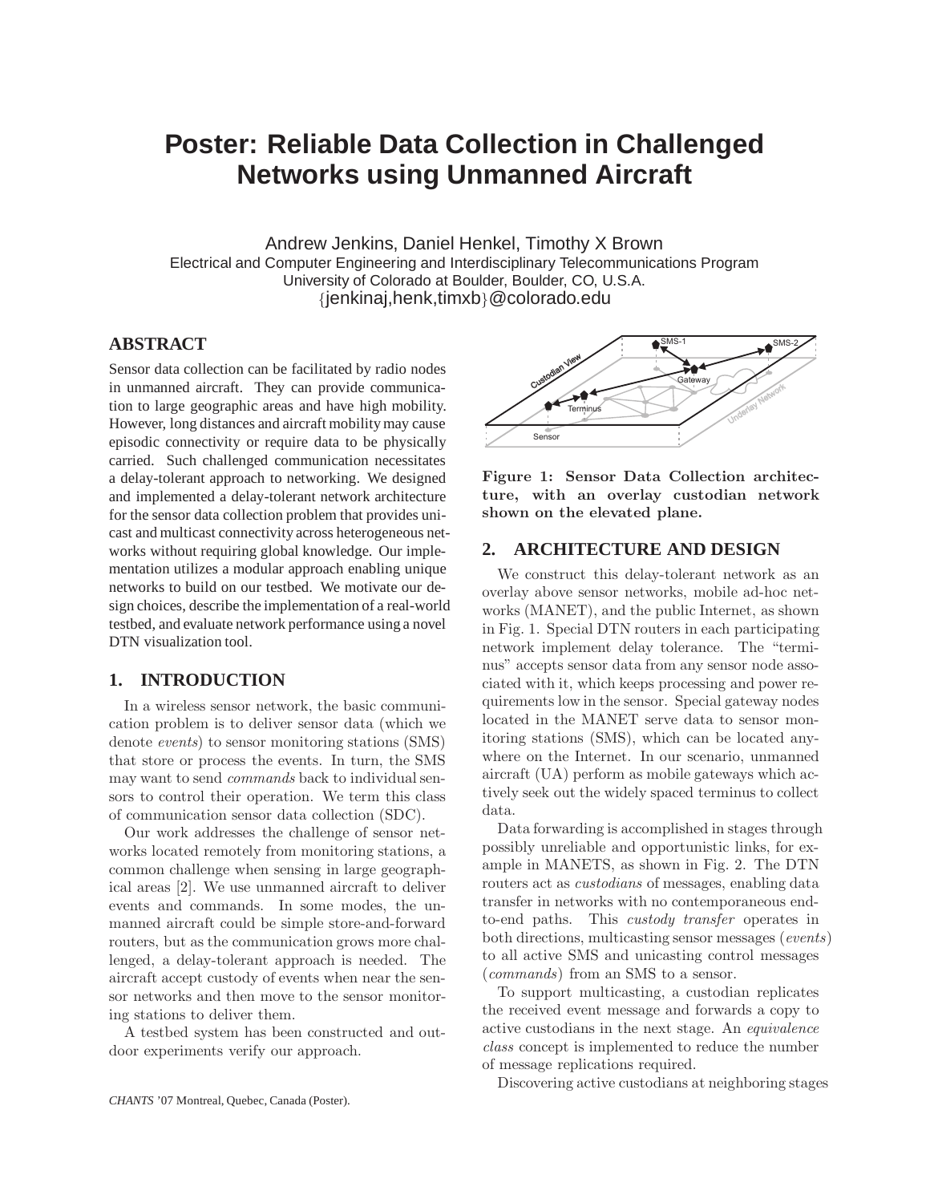# Poster: Reliable Data Collection in Challenged Networks using Unmanned Aircraft

Andrew Jenkins, Daniel Henkel, Timothy X Brown
Electrical and Computer Engineering and Interdisciplinary Telecommunications Program
University of Colorado at Boulder, Boulder, CO, U.S.A.
{jenkinaj,henk,timxb}@colorado.edu

## ABSTRACT

Sensor data collection can be facilitated by radio nodes in unmanned aircraft. They can provide communication to large geographic areas and have high mobility. However, long distances and aircraft mobility may cause episodic connectivity or require data to be physically carried. Such challenged communication necessitates a delay-tolerant approach to networking. We designed and implemented a delay-tolerant network architecture for the sensor data collection problem that provides unicast and multicast connectivity across heterogeneous networks without requiring global knowledge. Our implementation utilizes a modular approach enabling unique networks to build on our testbed. We motivate our design choices, describe the implementation of a real-world testbed, and evaluate network performance using a novel DTN visualization tool.

## 1. INTRODUCTION

In a wireless sensor network, the basic communication problem is to deliver sensor data (which we denote *events*) to sensor monitoring stations (SMS) that store or process the events. In turn, the SMS may want to send *commands* back to individual sensors to control their operation. We term this class of communication sensor data collection (SDC).

Our work addresses the challenge of sensor networks located remotely from monitoring stations, a common challenge when sensing in large geographical areas [2]. We use unmanned aircraft to deliver events and commands. In some modes, the unmanned aircraft could be simple store-and-forward routers, but as the communication grows more challenged, a delay-tolerant approach is needed. The aircraft accept custody of events when near the sensor networks and then move to the sensor monitoring stations to deliver them.

A testbed system has been constructed and outdoor experiments verify our approach.

*CHANTS* '07 Montreal, Quebec, Canada (Poster).

**Figure 1: Sensor Data Collection architecture, with an overlay custodian network shown on the elevated plane.**

## 2. ARCHITECTURE AND DESIGN

We construct this delay-tolerant network as an overlay above sensor networks, mobile ad-hoc networks (MANET), and the public Internet, as shown in Fig. 1. Special DTN routers in each participating network implement delay tolerance. The "terminus" accepts sensor data from any sensor node associated with it, which keeps processing and power requirements low in the sensor. Special gateway nodes located in the MANET serve data to sensor monitoring stations (SMS), which can be located anywhere on the Internet. In our scenario, unmanned aircraft (UA) perform as mobile gateways which actively seek out the widely spaced terminus to collect data.

Data forwarding is accomplished in stages through possibly unreliable and opportunistic links, for example in MANETS, as shown in Fig. 2. The DTN routers act as *custodians* of messages, enabling data transfer in networks with no contemporaneous end-to-end paths. This *custody transfer* operates in both directions, multicasting sensor messages (*events*) to all active SMS and unicasting control messages (*commands*) from an SMS to a sensor.

To support multicasting, a custodian replicates the received event message and forwards a copy to active custodians in the next stage. An *equivalence class* concept is implemented to reduce the number of message replications required.

Discovering active custodians at neighboring stages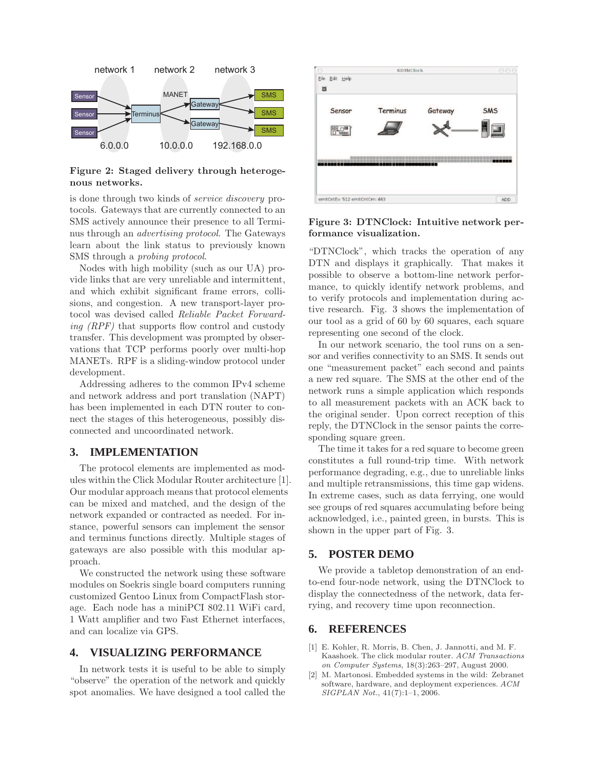Figure 2: Staged delivery through heterogeneous networks.

is done through two kinds of *service discovery* protocols. Gateways that are currently connected to an SMS actively announce their presence to all Terminus through an *advertising protocol*. The Gateways learn about the link status to previously known SMS through a *probing protocol*.

Nodes with high mobility (such as our UA) provide links that are very unreliable and intermittent, and which exhibit significant frame errors, collisions, and congestion. A new transport-layer protocol was devised called *Reliable Packet Forwarding (RPF)* that supports flow control and custody transfer. This development was prompted by observations that TCP performs poorly over multi-hop MANETs. RPF is a sliding-window protocol under development.

Addressing adheres to the common IPv4 scheme and network address and port translation (NAPT) has been implemented in each DTN router to connect the stages of this heterogeneous, possibly disconnected and uncoordinated network.

## 3. IMPLEMENTATION

The protocol elements are implemented as modules within the Click Modular Router architecture [1]. Our modular approach means that protocol elements can be mixed and matched, and the design of the network expanded or contracted as needed. For instance, powerful sensors can implement the sensor and terminus functions directly. Multiple stages of gateways are also possible with this modular approach.

We constructed the network using these software modules on Soekris single board computers running customized Gentoo Linux from CompactFlash storage. Each node has a miniPCI 802.11 WiFi card, 1 Watt amplifier and two Fast Ethernet interfaces, and can localize via GPS.

## 4. VISUALIZING PERFORMANCE

In network tests it is useful to be able to simply "observe" the operation of the network and quickly spot anomalies. We have designed a tool called the "DTNClock", which tracks the operation of any DTN and displays it graphically. That makes it possible to observe a bottom-line network performance, to quickly identify network problems, and to verify protocols and implementation during active research. Fig. 3 shows the implementation of our tool as a grid of 60 by 60 squares, each square representing one second of the clock.

Figure 3: DTNClock: Intuitive network performance visualization.

In our network scenario, the tool runs on a sensor and verifies connectivity to an SMS. It sends out one "measurement packet" each second and paints a new red square. The SMS at the other end of the network runs a simple application which responds to all measurement packets with an ACK back to the original sender. Upon correct reception of this reply, the DTNClock in the sensor paints the corresponding square green.

The time it takes for a red square to become green constitutes a full round-trip time. With network performance degrading, e.g., due to unreliable links and multiple retransmissions, this time gap widens. In extreme cases, such as data ferrying, one would see groups of red squares accumulating before being acknowledged, i.e., painted green, in bursts. This is shown in the upper part of Fig. 3.

## 5. POSTER DEMO

We provide a tabletop demonstration of an end-to-end four-node network, using the DTNClock to display the connectedness of the network, data ferrying, and recovery time upon reconnection.

## 6. REFERENCES

[1] E. Kohler, R. Morris, B. Chen, J. Jannotti, and M. F. Kaashoek. The click modular router. *ACM Transactions on Computer Systems*, 18(3):263–297, August 2000.

[2] M. Martonosi. Embedded systems in the wild: Zebranet software, hardware, and deployment experiences. *ACM SIGPLAN Not.*, 41(7):1–1, 2006.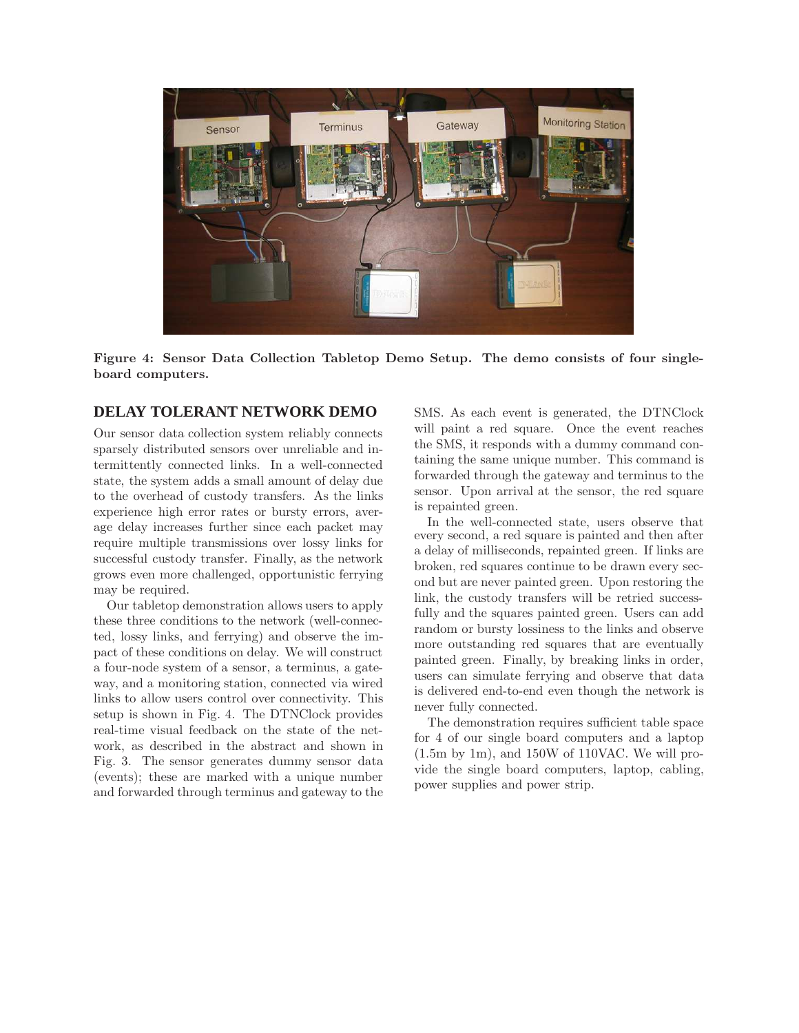Sensor

Terminus

Gateway

Monitoring Station

**Figure 4: Sensor Data Collection Tabletop Demo Setup. The demo consists of four single-board computers.**

## DELAY TOLERANT NETWORK DEMO

Our sensor data collection system reliably connects sparsely distributed sensors over unreliable and intermittently connected links. In a well-connected state, the system adds a small amount of delay due to the overhead of custody transfers. As the links experience high error rates or bursty errors, average delay increases further since each packet may require multiple transmissions over lossy links for successful custody transfer. Finally, as the network grows even more challenged, opportunistic ferrying may be required.

Our tabletop demonstration allows users to apply these three conditions to the network (well-connected, lossy links, and ferrying) and observe the impact of these conditions on delay. We will construct a four-node system of a sensor, a terminus, a gateway, and a monitoring station, connected via wired links to allow users control over connectivity. This setup is shown in Fig. 4. The DTNClock provides real-time visual feedback on the state of the network, as described in the abstract and shown in Fig. 3. The sensor generates dummy sensor data (events); these are marked with a unique number and forwarded through terminus and gateway to the SMS. As each event is generated, the DTNClock will paint a red square. Once the event reaches the SMS, it responds with a dummy command containing the same unique number. This command is forwarded through the gateway and terminus to the sensor. Upon arrival at the sensor, the red square is repainted green.

In the well-connected state, users observe that every second, a red square is painted and then after a delay of milliseconds, repainted green. If links are broken, red squares continue to be drawn every second but are never painted green. Upon restoring the link, the custody transfers will be retried successfully and the squares painted green. Users can add random or bursty lossiness to the links and observe more outstanding red squares that are eventually painted green. Finally, by breaking links in order, users can simulate ferrying and observe that data is delivered end-to-end even though the network is never fully connected.

The demonstration requires sufficient table space for 4 of our single board computers and a laptop (1.5m by 1m), and 150W of 110VAC. We will provide the single board computers, laptop, cabling, power supplies and power strip.